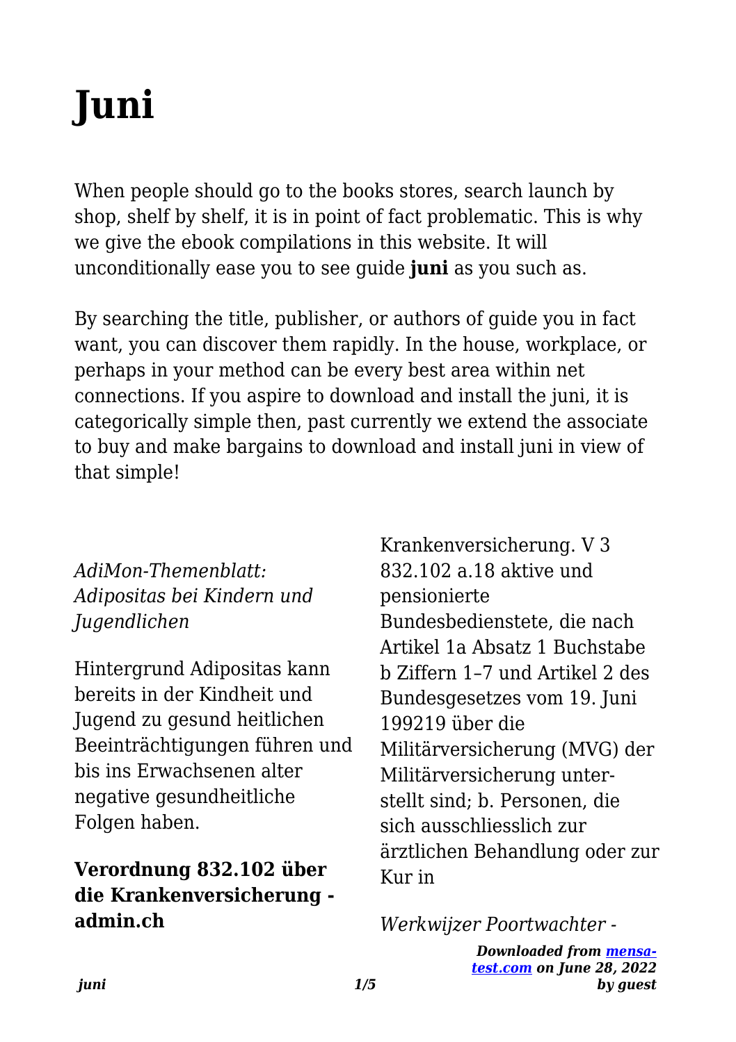# Juni

When people should go to the books stores, search launch by shop, shelf by shelf, it is in point of fact problematic. This is why we give the ebook compilations in this website. It will unconditionally ease you to see guide **juni** as you such as.

By searching the title, publisher, or authors of guide you in fact want, you can discover them rapidly. In the house, workplace, or perhaps in your method can be every best area within net connections. If you aspire to download and install the juni, it is categorically simple then, past currently we extend the associate to buy and make bargains to download and install juni in view of that simple!

*AdiMon-Themenblatt: Adipositas bei Kindern und Jugendlichen*

Hintergrund Adipositas kann bereits in der Kindheit und Jugend zu gesund heitlichen Beeinträchtigungen führen und bis ins Erwachsenen alter negative gesundheitliche Folgen haben.

**Verordnung 832.102 über die Krankenversicherung - admin.ch**

Krankenversicherung. V 3 832.102 a.18 aktive und pensionierte Bundesbedienstete, die nach Artikel 1a Absatz 1 Buchstabe b Ziffern 1–7 und Artikel 2 des Bundesgesetzes vom 19. Juni 199219 über die Militärversicherung (MVG) der Militärversicherung unter-stellt sind; b. Personen, die sich ausschliesslich zur ärztlichen Behandlung oder zur Kur in

*Werkwijzer Poortwachter -*